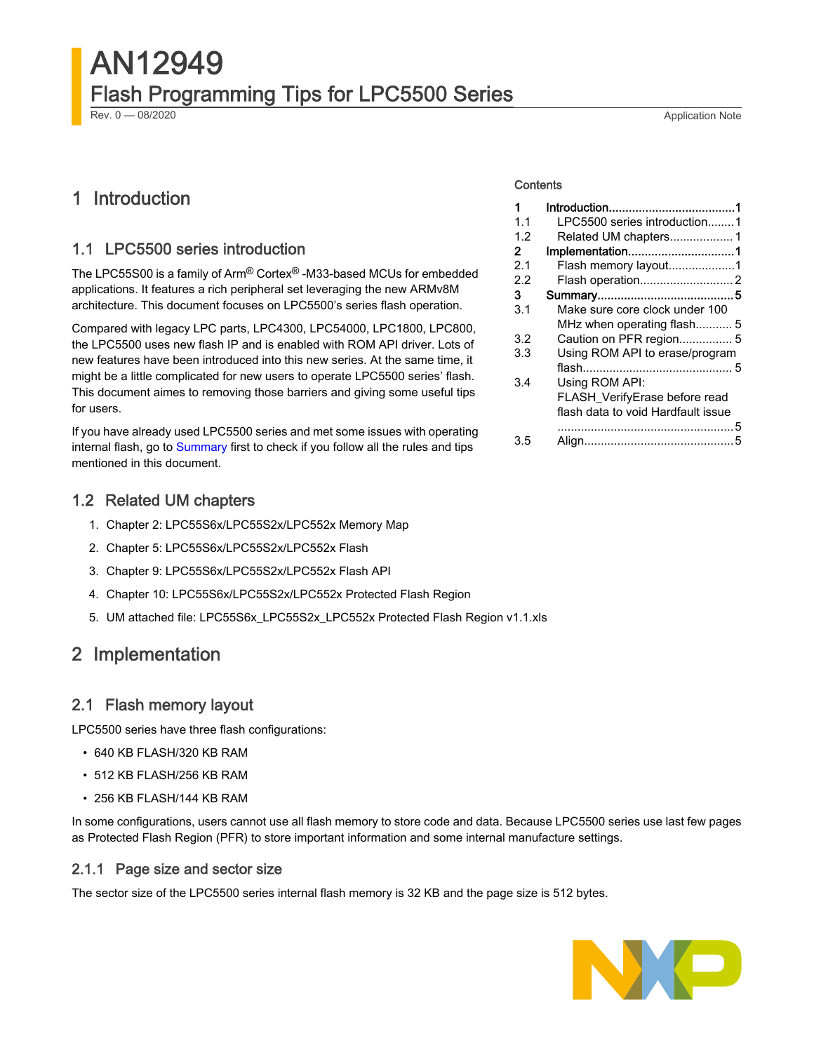# AN12949

## Flash Programming Tips for LPC5500 Series

Rev. 0 — 08/2020

Application Note

**Contents**

| | | |
|---|---|---|
| 1 | Introduction | 1 |
| 1.1 | LPC5500 series introduction | 1 |
| 1.2 | Related UM chapters | 1 |
| 2 | Implementation | 1 |
| 2.1 | Flash memory layout | 1 |
| 2.2 | Flash operation | 2 |
| 3 | Summary | 5 |
| 3.1 | Make sure core clock under 100 MHz when operating flash | 5 |
| 3.2 | Caution on PFR region | 5 |
| 3.3 | Using ROM API to erase/program flash | 5 |
| 3.4 | Using ROM API: FLASH_VerifyErase before read flash data to void Hardfault issue | 5 |
| 3.5 | Align | 5 |

## 1 Introduction

### 1.1 LPC5500 series introduction

The LPC55S00 is a family of Arm® Cortex® -M33-based MCUs for embedded applications. It features a rich peripheral set leveraging the new ARMv8M architecture. This document focuses on LPC5500's series flash operation.

Compared with legacy LPC parts, LPC4300, LPC54000, LPC1800, LPC800, the LPC5500 uses new flash IP and is enabled with ROM API driver. Lots of new features have been introduced into this new series. At the same time, it might be a little complicated for new users to operate LPC5500 series' flash. This document aimes to removing those barriers and giving some useful tips for users.

If you have already used LPC5500 series and met some issues with operating internal flash, go to Summary first to check if you follow all the rules and tips mentioned in this document.

### 1.2 Related UM chapters

1. Chapter 2: LPC55S6x/LPC55S2x/LPC552x Memory Map
2. Chapter 5: LPC55S6x/LPC55S2x/LPC552x Flash
3. Chapter 9: LPC55S6x/LPC55S2x/LPC552x Flash API
4. Chapter 10: LPC55S6x/LPC55S2x/LPC552x Protected Flash Region
5. UM attached file: LPC55S6x_LPC55S2x_LPC552x Protected Flash Region v1.1.xls

## 2 Implementation

### 2.1 Flash memory layout

LPC5500 series have three flash configurations:

- 640 KB FLASH/320 KB RAM
- 512 KB FLASH/256 KB RAM
- 256 KB FLASH/144 KB RAM

In some configurations, users cannot use all flash memory to store code and data. Because LPC5500 series use last few pages as Protected Flash Region (PFR) to store important information and some internal manufacture settings.

#### 2.1.1 Page size and sector size

The sector size of the LPC5500 series internal flash memory is 32 KB and the page size is 512 bytes.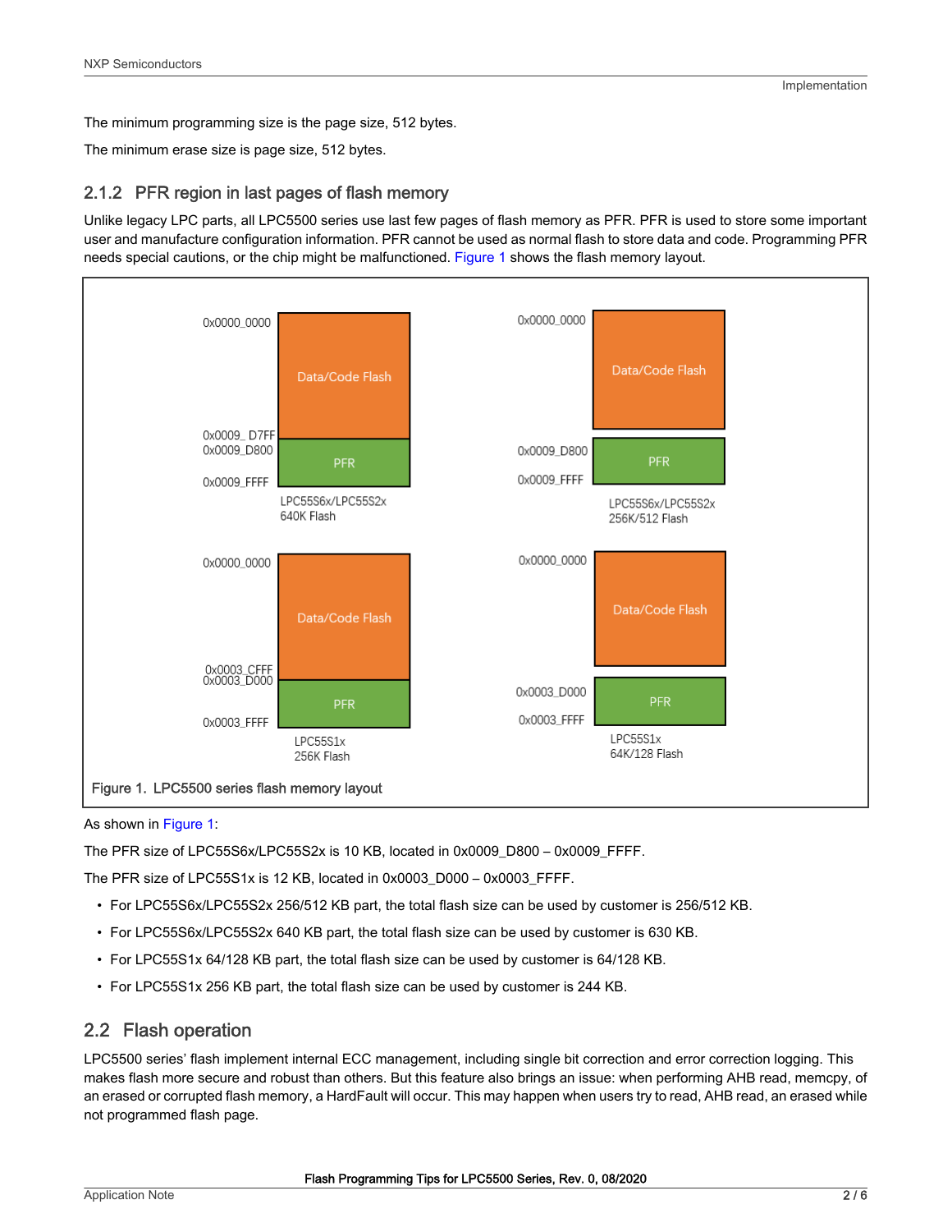The minimum programming size is the page size, 512 bytes.

The minimum erase size is page size, 512 bytes.

### 2.1.2 PFR region in last pages of flash memory

Unlike legacy LPC parts, all LPC5500 series use last few pages of flash memory as PFR. PFR is used to store some important user and manufacture configuration information. PFR cannot be used as normal flash to store data and code. Programming PFR needs special cautions, or the chip might be malfunctioned. Figure 1 shows the flash memory layout.

Figure 1. LPC5500 series flash memory layout

As shown in Figure 1:

The PFR size of LPC55S6x/LPC55S2x is 10 KB, located in 0x0009_D800 – 0x0009_FFFF.

The PFR size of LPC55S1x is 12 KB, located in 0x0003_D000 – 0x0003_FFFF.

- For LPC55S6x/LPC55S2x 256/512 KB part, the total flash size can be used by customer is 256/512 KB.
- For LPC55S6x/LPC55S2x 640 KB part, the total flash size can be used by customer is 630 KB.
- For LPC55S1x 64/128 KB part, the total flash size can be used by customer is 64/128 KB.
- For LPC55S1x 256 KB part, the total flash size can be used by customer is 244 KB.

## 2.2 Flash operation

LPC5500 series' flash implement internal ECC management, including single bit correction and error correction logging. This makes flash more secure and robust than others. But this feature also brings an issue: when performing AHB read, memcpy, of an erased or corrupted flash memory, a HardFault will occur. This may happen when users try to read, AHB read, an erased while not programmed flash page.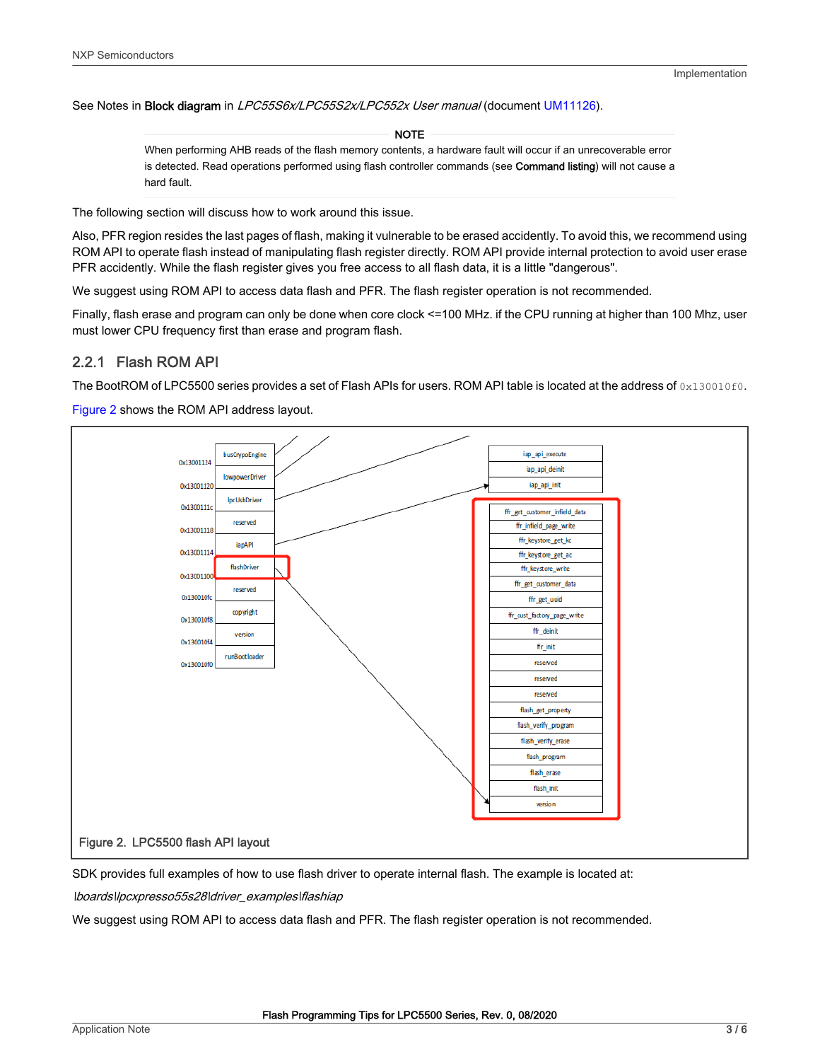See Notes in **Block diagram** in *LPC55S6x/LPC55S2x/LPC552x User manual* (document UM11126).

**NOTE**

When performing AHB reads of the flash memory contents, a hardware fault will occur if an unrecoverable error is detected. Read operations performed using flash controller commands (see **Command listing**) will not cause a hard fault.

The following section will discuss how to work around this issue.

Also, PFR region resides the last pages of flash, making it vulnerable to be erased accidently. To avoid this, we recommend using ROM API to operate flash instead of manipulating flash register directly. ROM API provide internal protection to avoid user erase PFR accidently. While the flash register gives you free access to all flash data, it is a little "dangerous".

We suggest using ROM API to access data flash and PFR. The flash register operation is not recommended.

Finally, flash erase and program can only be done when core clock <=100 MHz. if the CPU running at higher than 100 Mhz, user must lower CPU frequency first than erase and program flash.

### 2.2.1 Flash ROM API

The BootROM of LPC5500 series provides a set of Flash APIs for users. ROM API table is located at the address of `0x130010f0`.

Figure 2 shows the ROM API address layout.

Figure 2. LPC5500 flash API layout

SDK provides full examples of how to use flash driver to operate internal flash. The example is located at:

*\boards\lpcxpresso55s28\driver_examples\flashiap*

We suggest using ROM API to access data flash and PFR. The flash register operation is not recommended.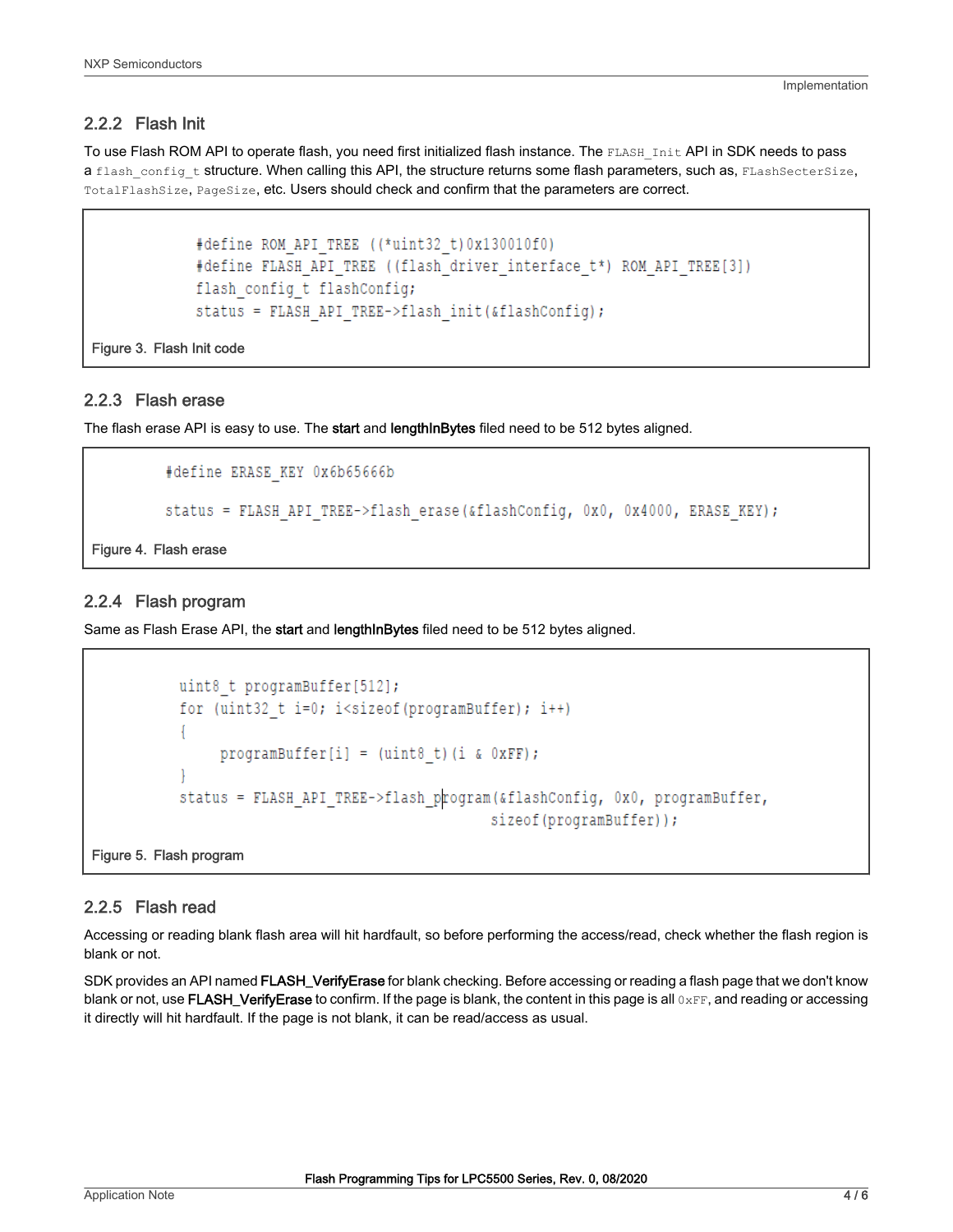### 2.2.2 Flash Init

To use Flash ROM API to operate flash, you need first initialized flash instance. The `FLASH_Init` API in SDK needs to pass a `flash_config_t` structure. When calling this API, the structure returns some flash parameters, such as, `FLashSecterSize`, `TotalFlashSize`, `PageSize`, etc. Users should check and confirm that the parameters are correct.

```
#define ROM_API_TREE ((*uint32_t)0x130010f0)
#define FLASH_API_TREE ((flash_driver_interface_t*) ROM_API_TREE[3])
flash_config_t flashConfig;
status = FLASH_API_TREE->flash_init(&flashConfig);
```

Figure 3. Flash Init code

### 2.2.3 Flash erase

The flash erase API is easy to use. The **start** and **lengthInBytes** filed need to be 512 bytes aligned.

```
#define ERASE_KEY 0x6b65666b

status = FLASH_API_TREE->flash_erase(&flashConfig, 0x0, 0x4000, ERASE_KEY);
```

Figure 4. Flash erase

### 2.2.4 Flash program

Same as Flash Erase API, the **start** and **lengthInBytes** filed need to be 512 bytes aligned.

```
uint8_t programBuffer[512];
for (uint32_t i=0; i<sizeof(programBuffer); i++)
{
    programBuffer[i] = (uint8_t)(i & 0xFF);
}
status = FLASH_API_TREE->flash_program(&flashConfig, 0x0, programBuffer,
                                       sizeof(programBuffer));
```

Figure 5. Flash program

### 2.2.5 Flash read

Accessing or reading blank flash area will hit hardfault, so before performing the access/read, check whether the flash region is blank or not.

SDK provides an API named **FLASH_VerifyErase** for blank checking. Before accessing or reading a flash page that we don't know blank or not, use **FLASH_VerifyErase** to confirm. If the page is blank, the content in this page is all `0xFF`, and reading or accessing it directly will hit hardfault. If the page is not blank, it can be read/access as usual.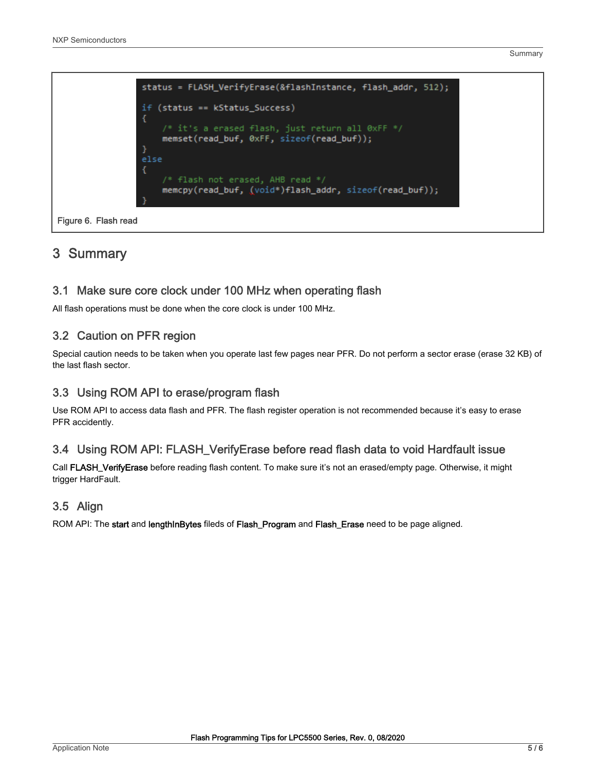```
status = FLASH_VerifyErase(&flashInstance, flash_addr, 512);

if (status == kStatus_Success)
{
    /* it's a erased flash, just return all 0xFF */
    memset(read_buf, 0xFF, sizeof(read_buf));
}
else
{
    /* flash not erased, AHB read */
    memcpy(read_buf, (void*)flash_addr, sizeof(read_buf));
}
```

Figure 6. Flash read

# 3 Summary

## 3.1 Make sure core clock under 100 MHz when operating flash

All flash operations must be done when the core clock is under 100 MHz.

## 3.2 Caution on PFR region

Special caution needs to be taken when you operate last few pages near PFR. Do not perform a sector erase (erase 32 KB) of the last flash sector.

## 3.3 Using ROM API to erase/program flash

Use ROM API to access data flash and PFR. The flash register operation is not recommended because it's easy to erase PFR accidently.

## 3.4 Using ROM API: FLASH_VerifyErase before read flash data to void Hardfault issue

Call **FLASH_VerifyErase** before reading flash content. To make sure it's not an erased/empty page. Otherwise, it might trigger HardFault.

## 3.5 Align

ROM API: The **start** and **lengthInBytes** fileds of **Flash_Program** and **Flash_Erase** need to be page aligned.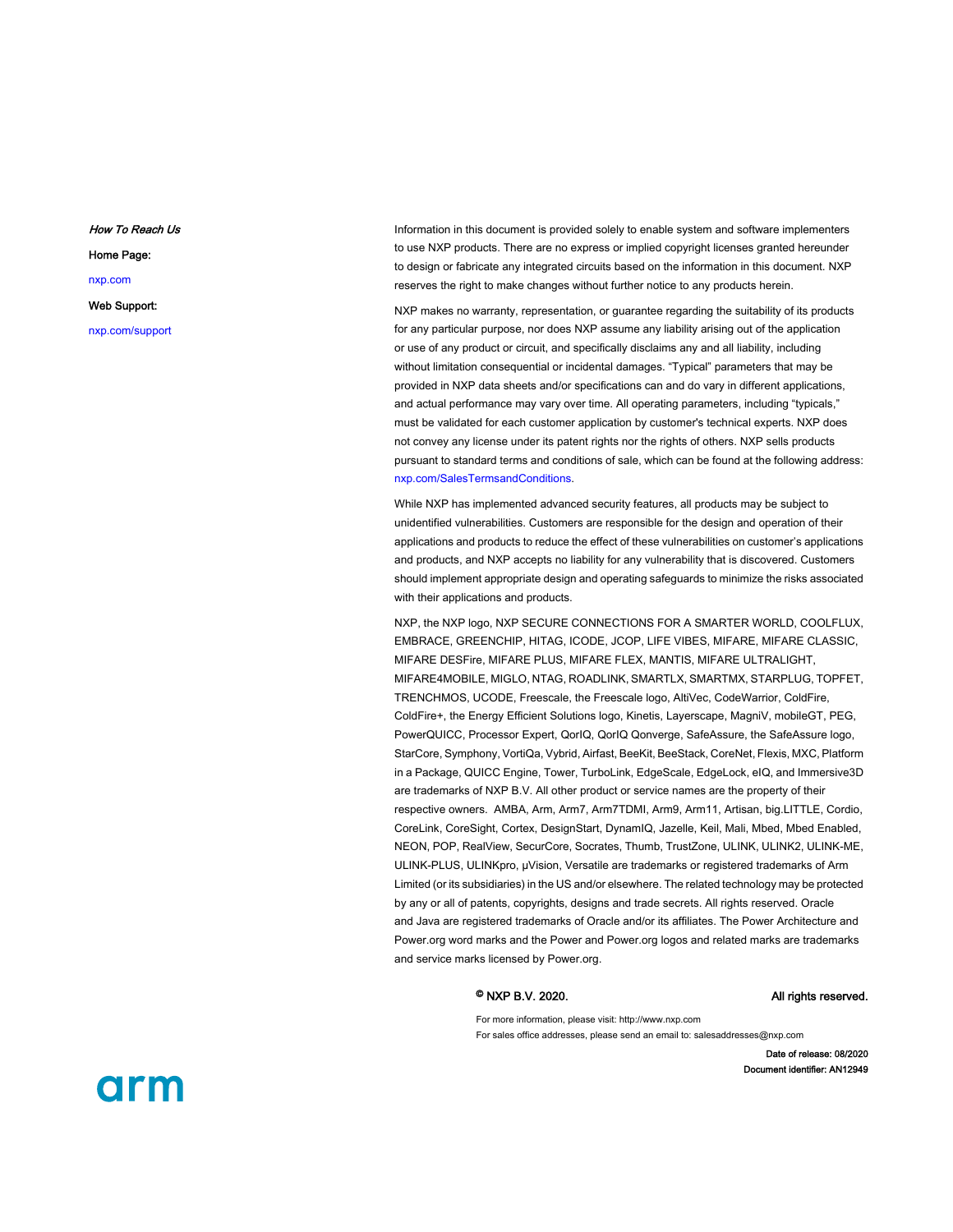*How To Reach Us*

**Home Page:**

nxp.com

**Web Support:**

nxp.com/support

Information in this document is provided solely to enable system and software implementers to use NXP products. There are no express or implied copyright licenses granted hereunder to design or fabricate any integrated circuits based on the information in this document. NXP reserves the right to make changes without further notice to any products herein.

NXP makes no warranty, representation, or guarantee regarding the suitability of its products for any particular purpose, nor does NXP assume any liability arising out of the application or use of any product or circuit, and specifically disclaims any and all liability, including without limitation consequential or incidental damages. “Typical” parameters that may be provided in NXP data sheets and/or specifications can and do vary in different applications, and actual performance may vary over time. All operating parameters, including “typicals,” must be validated for each customer application by customer's technical experts. NXP does not convey any license under its patent rights nor the rights of others. NXP sells products pursuant to standard terms and conditions of sale, which can be found at the following address: nxp.com/SalesTermsandConditions.

While NXP has implemented advanced security features, all products may be subject to unidentified vulnerabilities. Customers are responsible for the design and operation of their applications and products to reduce the effect of these vulnerabilities on customer’s applications and products, and NXP accepts no liability for any vulnerability that is discovered. Customers should implement appropriate design and operating safeguards to minimize the risks associated with their applications and products.

NXP, the NXP logo, NXP SECURE CONNECTIONS FOR A SMARTER WORLD, COOLFLUX, EMBRACE, GREENCHIP, HITAG, ICODE, JCOP, LIFE VIBES, MIFARE, MIFARE CLASSIC, MIFARE DESFire, MIFARE PLUS, MIFARE FLEX, MANTIS, MIFARE ULTRALIGHT, MIFARE4MOBILE, MIGLO, NTAG, ROADLINK, SMARTLX, SMARTMX, STARPLUG, TOPFET, TRENCHMOS, UCODE, Freescale, the Freescale logo, AltiVec, CodeWarrior, ColdFire, ColdFire+, the Energy Efficient Solutions logo, Kinetis, Layerscape, MagniV, mobileGT, PEG, PowerQUICC, Processor Expert, QorIQ, QorIQ Qonverge, SafeAssure, the SafeAssure logo, StarCore, Symphony, VortiQa, Vybrid, Airfast, BeeKit, BeeStack, CoreNet, Flexis, MXC, Platform in a Package, QUICC Engine, Tower, TurboLink, EdgeScale, EdgeLock, eIQ, and Immersive3D are trademarks of NXP B.V. All other product or service names are the property of their respective owners. AMBA, Arm, Arm7, Arm7TDMI, Arm9, Arm11, Artisan, big.LITTLE, Cordio, CoreLink, CoreSight, Cortex, DesignStart, DynamIQ, Jazelle, Keil, Mali, Mbed, Mbed Enabled, NEON, POP, RealView, SecurCore, Socrates, Thumb, TrustZone, ULINK, ULINK2, ULINK-ME, ULINK-PLUS, ULINKpro, μVision, Versatile are trademarks or registered trademarks of Arm Limited (or its subsidiaries) in the US and/or elsewhere. The related technology may be protected by any or all of patents, copyrights, designs and trade secrets. All rights reserved. Oracle and Java are registered trademarks of Oracle and/or its affiliates. The Power Architecture and Power.org word marks and the Power and Power.org logos and related marks are trademarks and service marks licensed by Power.org.

© NXP B.V. 2020. All rights reserved.

For more information, please visit: http://www.nxp.com

For sales office addresses, please send an email to: salesaddresses@nxp.com

Date of release: 08/2020

Document identifier: AN12949